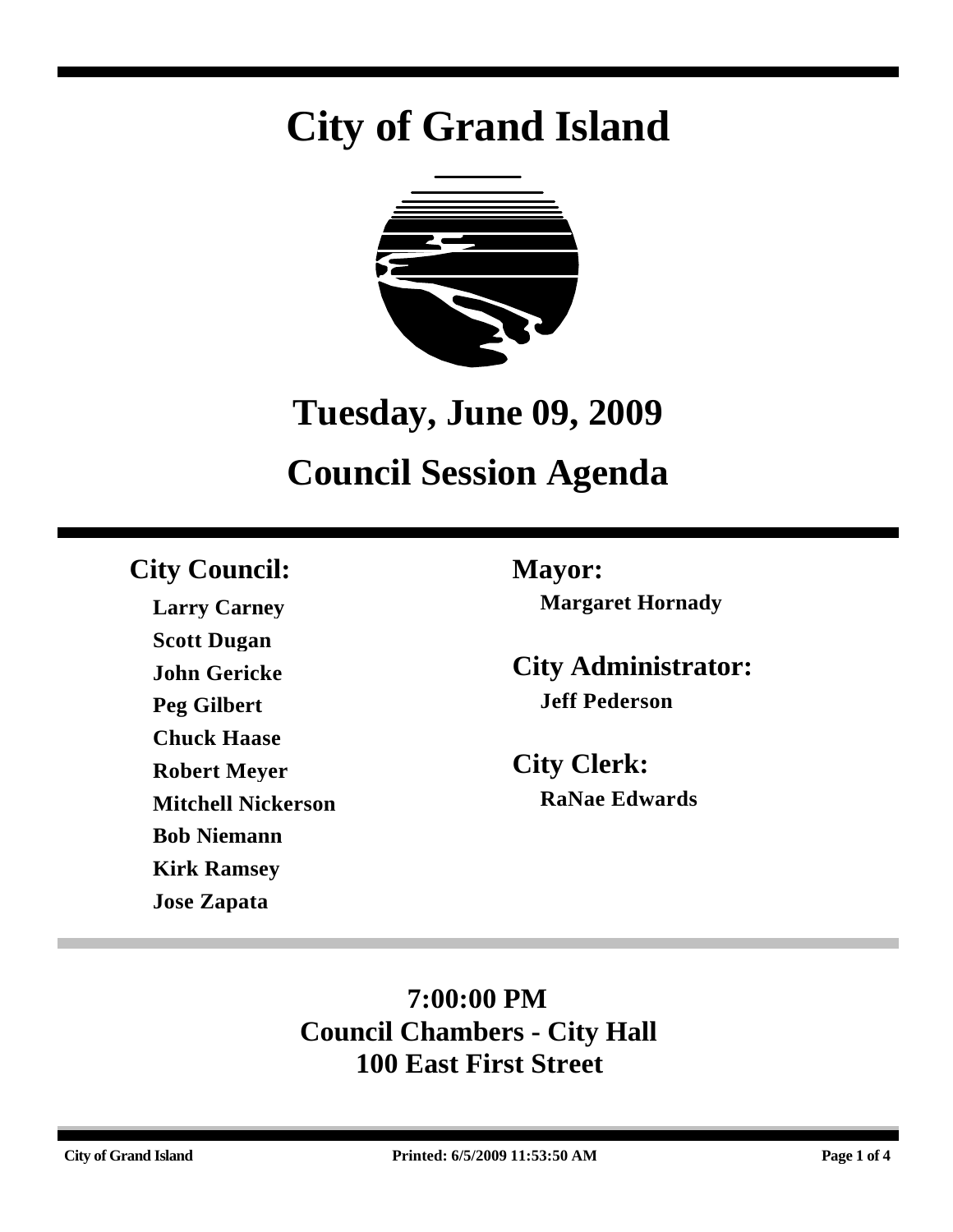# City of Grand Island

## Tuesday, June 09, 2009

## Council Session Agenda

**City Council:**

**Larry Carney**
**Scott Dugan**
**John Gericke**
**Peg Gilbert**
**Chuck Haase**
**Robert Meyer**
**Mitchell Nickerson**
**Bob Niemann**
**Kirk Ramsey**
**Jose Zapata**

**Mayor:**

**Margaret Hornady**

**City Administrator:**

**Jeff Pederson**

**City Clerk:**

**RaNae Edwards**

**7:00:00 PM**
**Council Chambers - City Hall**
**100 East First Street**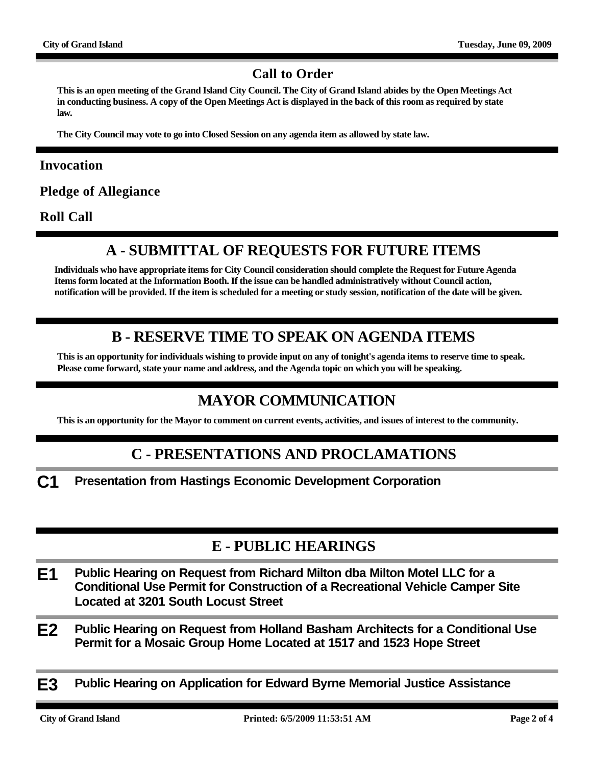## Call to Order

**This is an open meeting of the Grand Island City Council. The City of Grand Island abides by the Open Meetings Act in conducting business. A copy of the Open Meetings Act is displayed in the back of this room as required by state law.**

**The City Council may vote to go into Closed Session on any agenda item as allowed by state law.**

### Invocation

### Pledge of Allegiance

### Roll Call

## A - SUBMITTAL OF REQUESTS FOR FUTURE ITEMS

**Individuals who have appropriate items for City Council consideration should complete the Request for Future Agenda Items form located at the Information Booth. If the issue can be handled administratively without Council action, notification will be provided. If the item is scheduled for a meeting or study session, notification of the date will be given.**

## B - RESERVE TIME TO SPEAK ON AGENDA ITEMS

**This is an opportunity for individuals wishing to provide input on any of tonight's agenda items to reserve time to speak. Please come forward, state your name and address, and the Agenda topic on which you will be speaking.**

## MAYOR COMMUNICATION

**This is an opportunity for the Mayor to comment on current events, activities, and issues of interest to the community.**

## C - PRESENTATIONS AND PROCLAMATIONS

**C1** **Presentation from Hastings Economic Development Corporation**

## E - PUBLIC HEARINGS

**E1** **Public Hearing on Request from Richard Milton dba Milton Motel LLC for a Conditional Use Permit for Construction of a Recreational Vehicle Camper Site Located at 3201 South Locust Street**

**E2** **Public Hearing on Request from Holland Basham Architects for a Conditional Use Permit for a Mosaic Group Home Located at 1517 and 1523 Hope Street**

**E3** **Public Hearing on Application for Edward Byrne Memorial Justice Assistance**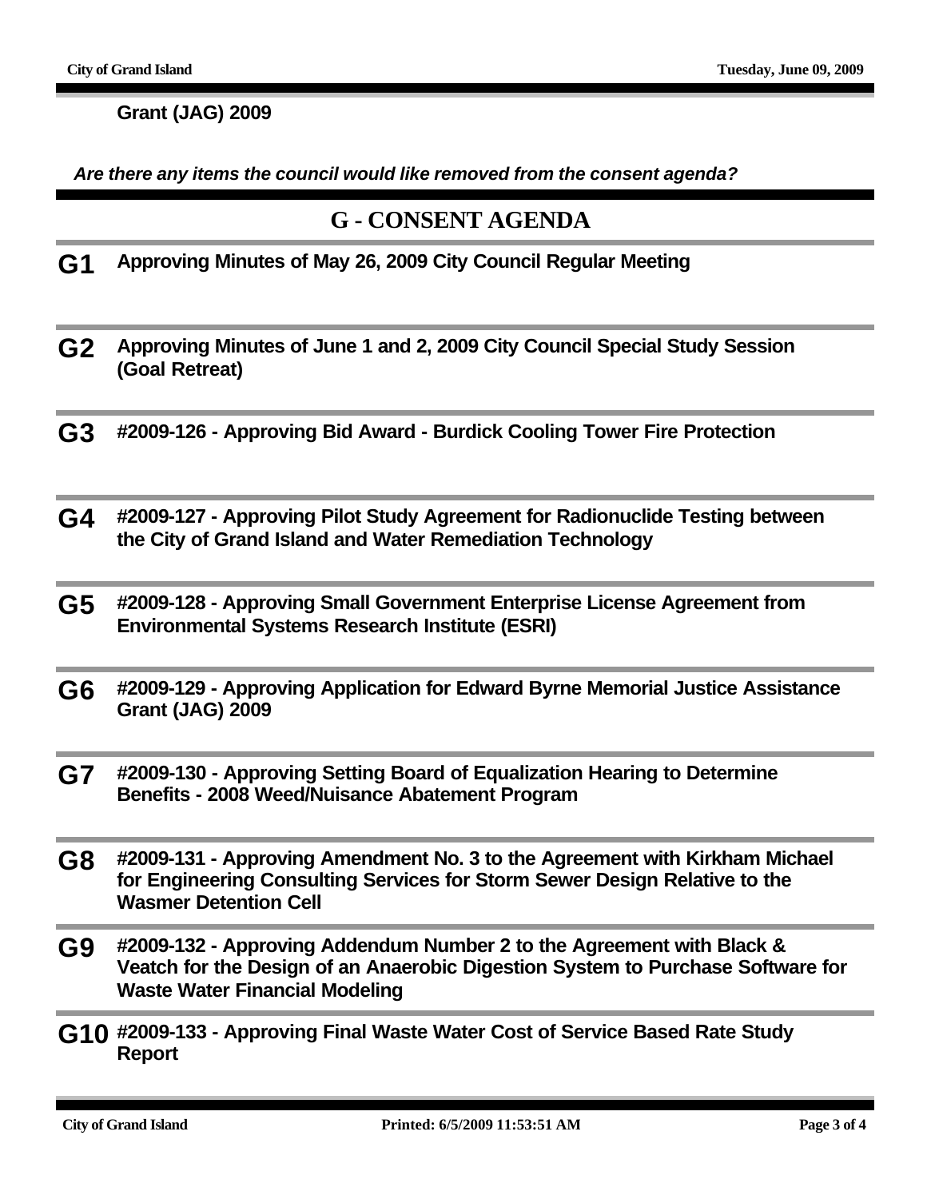**Grant (JAG) 2009**

***Are there any items the council would like removed from the consent agenda?***

## G - CONSENT AGENDA

**G1** **Approving Minutes of May 26, 2009 City Council Regular Meeting**

**G2** **Approving Minutes of June 1 and 2, 2009 City Council Special Study Session (Goal Retreat)**

**G3** **#2009-126 - Approving Bid Award - Burdick Cooling Tower Fire Protection**

**G4** **#2009-127 - Approving Pilot Study Agreement for Radionuclide Testing between the City of Grand Island and Water Remediation Technology**

**G5** **#2009-128 - Approving Small Government Enterprise License Agreement from Environmental Systems Research Institute (ESRI)**

**G6** **#2009-129 - Approving Application for Edward Byrne Memorial Justice Assistance Grant (JAG) 2009**

**G7** **#2009-130 - Approving Setting Board of Equalization Hearing to Determine Benefits - 2008 Weed/Nuisance Abatement Program**

**G8** **#2009-131 - Approving Amendment No. 3 to the Agreement with Kirkham Michael for Engineering Consulting Services for Storm Sewer Design Relative to the Wasmer Detention Cell**

**G9** **#2009-132 - Approving Addendum Number 2 to the Agreement with Black & Veatch for the Design of an Anaerobic Digestion System to Purchase Software for Waste Water Financial Modeling**

**G10** **#2009-133 - Approving Final Waste Water Cost of Service Based Rate Study Report**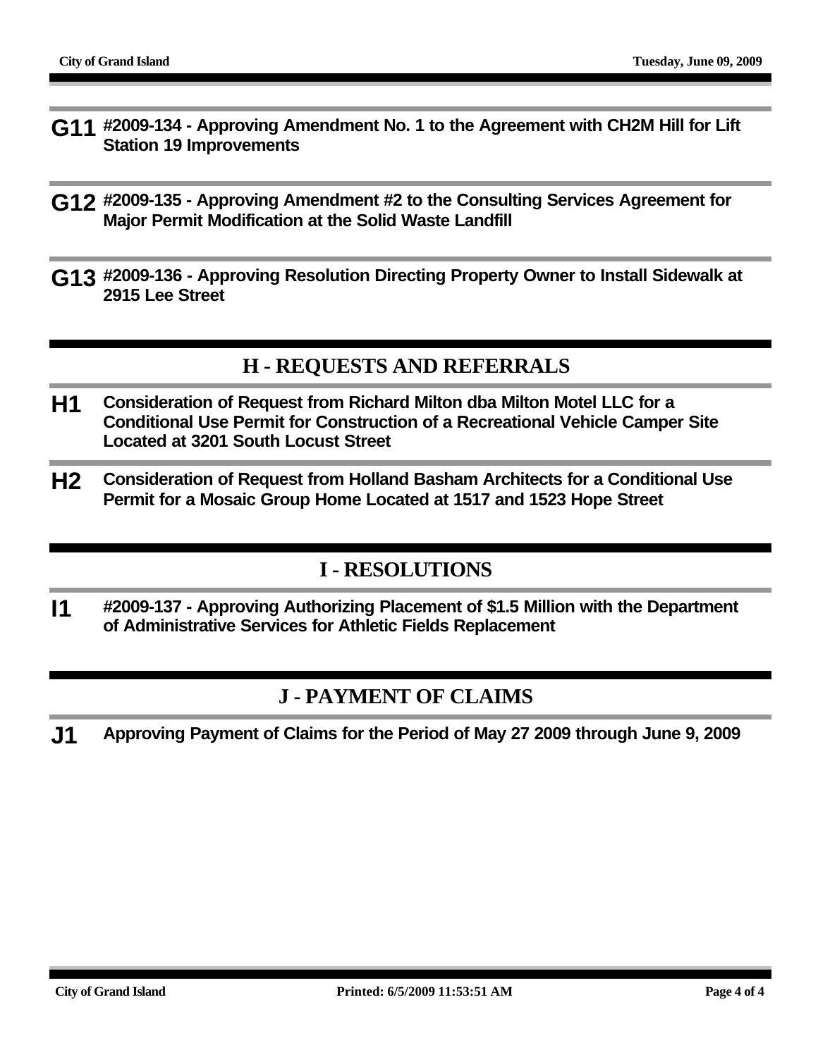**G11** **#2009-134 - Approving Amendment No. 1 to the Agreement with CH2M Hill for Lift Station 19 Improvements**

**G12** **#2009-135 - Approving Amendment #2 to the Consulting Services Agreement for Major Permit Modification at the Solid Waste Landfill**

**G13** **#2009-136 - Approving Resolution Directing Property Owner to Install Sidewalk at 2915 Lee Street**

## H - REQUESTS AND REFERRALS

**H1** **Consideration of Request from Richard Milton dba Milton Motel LLC for a Conditional Use Permit for Construction of a Recreational Vehicle Camper Site Located at 3201 South Locust Street**

**H2** **Consideration of Request from Holland Basham Architects for a Conditional Use Permit for a Mosaic Group Home Located at 1517 and 1523 Hope Street**

## I - RESOLUTIONS

**I1** **#2009-137 - Approving Authorizing Placement of $1.5 Million with the Department of Administrative Services for Athletic Fields Replacement**

## J - PAYMENT OF CLAIMS

**J1** **Approving Payment of Claims for the Period of May 27 2009 through June 9, 2009**